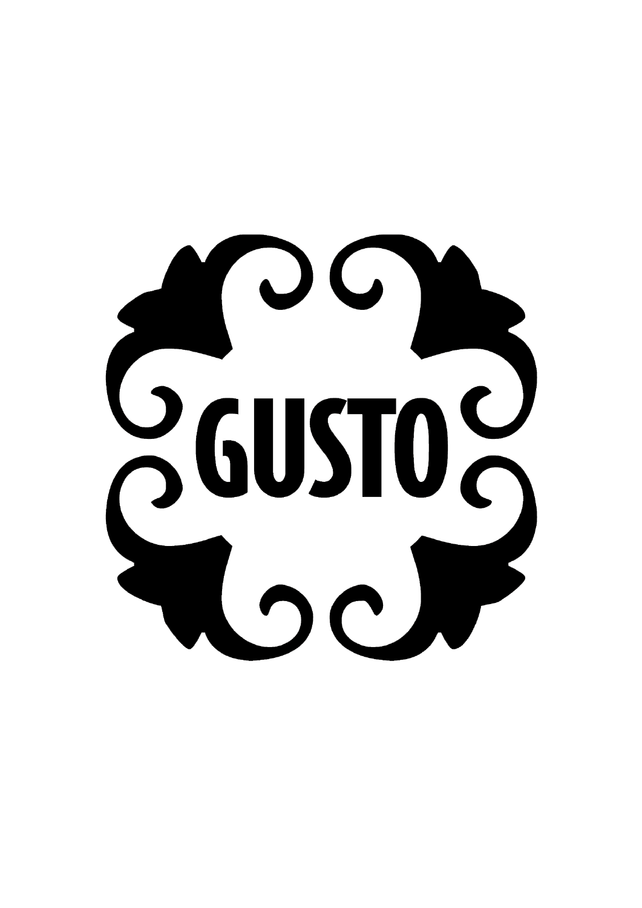# GUSTO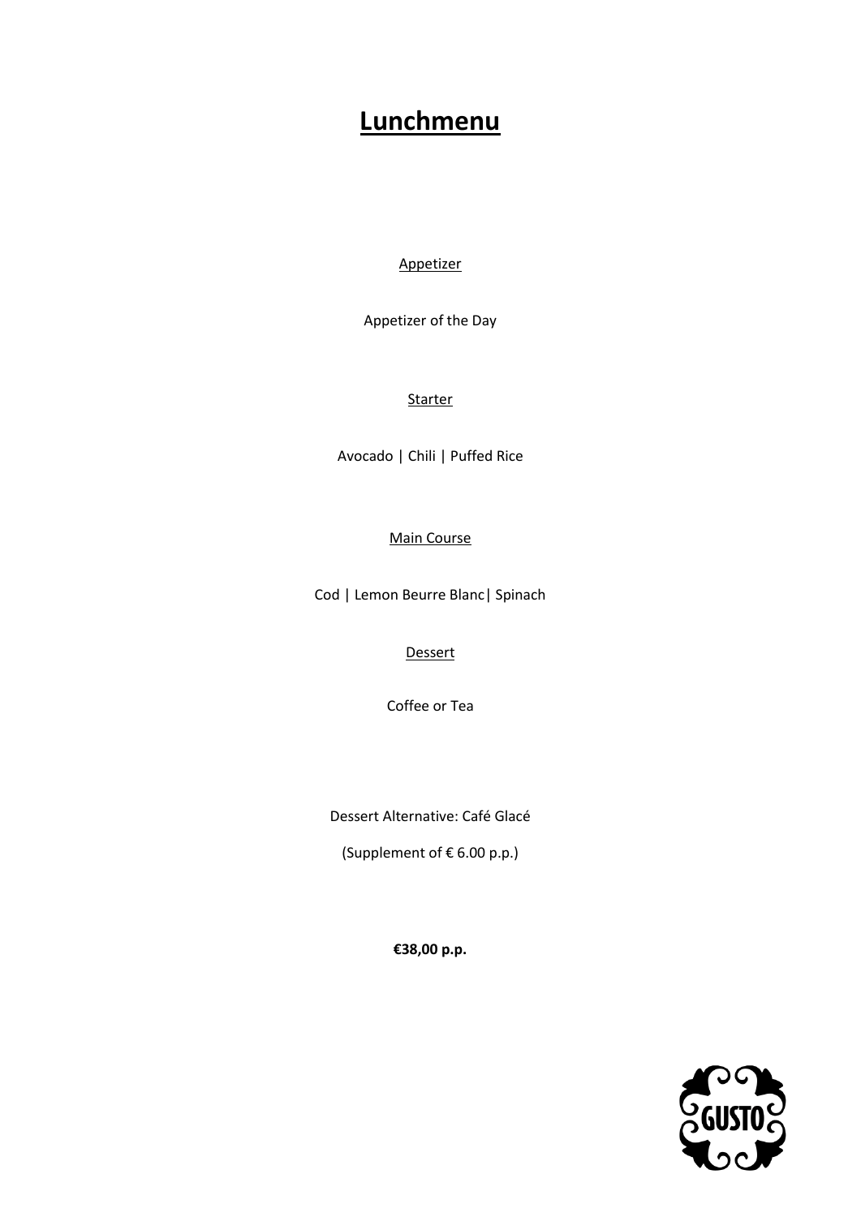# Lunchmenu

Appetizer

Appetizer of the Day

Starter

Avocado | Chili | Puffed Rice

Main Course

Cod | Lemon Beurre Blanc| Spinach

Dessert

Coffee or Tea

Dessert Alternative: Café Glacé

(Supplement of € 6.00 p.p.)

**€38,00 p.p.**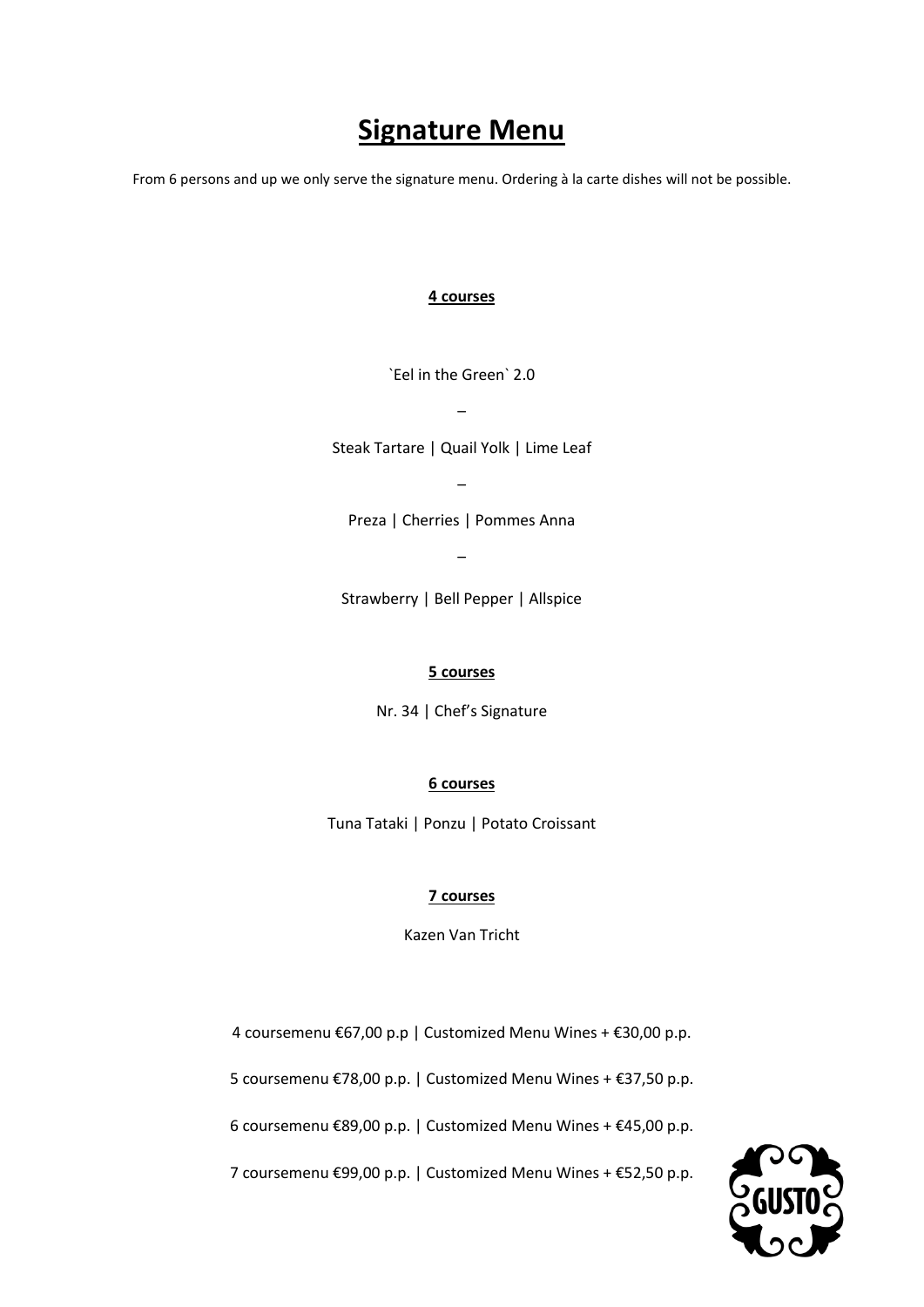# Signature Menu

From 6 persons and up we only serve the signature menu. Ordering à la carte dishes will not be possible.

**4 courses**

`Eel in the Green` 2.0

–

Steak Tartare | Quail Yolk | Lime Leaf

–

Preza | Cherries | Pommes Anna

–

Strawberry | Bell Pepper | Allspice

**5 courses**

Nr. 34 | Chef's Signature

**6 courses**

Tuna Tataki | Ponzu | Potato Croissant

**7 courses**

Kazen Van Tricht

4 coursemenu €67,00 p.p | Customized Menu Wines + €30,00 p.p.

5 coursemenu €78,00 p.p. | Customized Menu Wines + €37,50 p.p.

6 coursemenu €89,00 p.p. | Customized Menu Wines + €45,00 p.p.

7 coursemenu €99,00 p.p. | Customized Menu Wines + €52,50 p.p.

GUSTO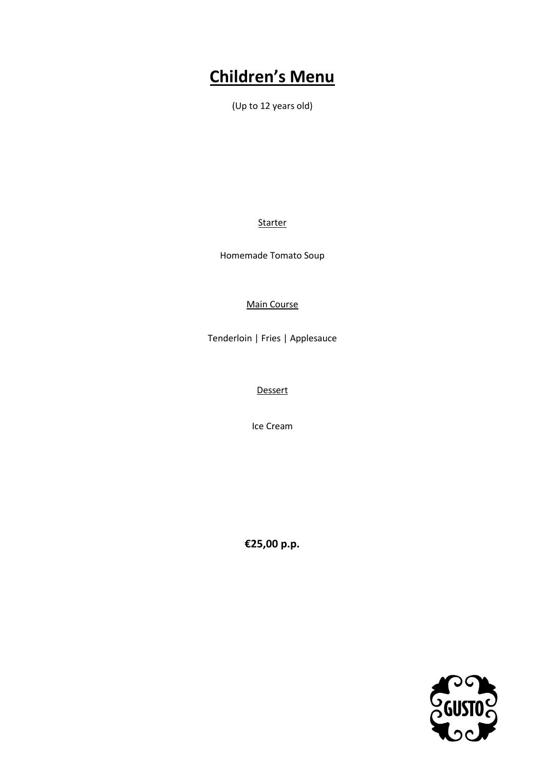# Children's Menu

(Up to 12 years old)

Starter

Homemade Tomato Soup

Main Course

Tenderloin | Fries | Applesauce

Dessert

Ice Cream

**€25,00 p.p.**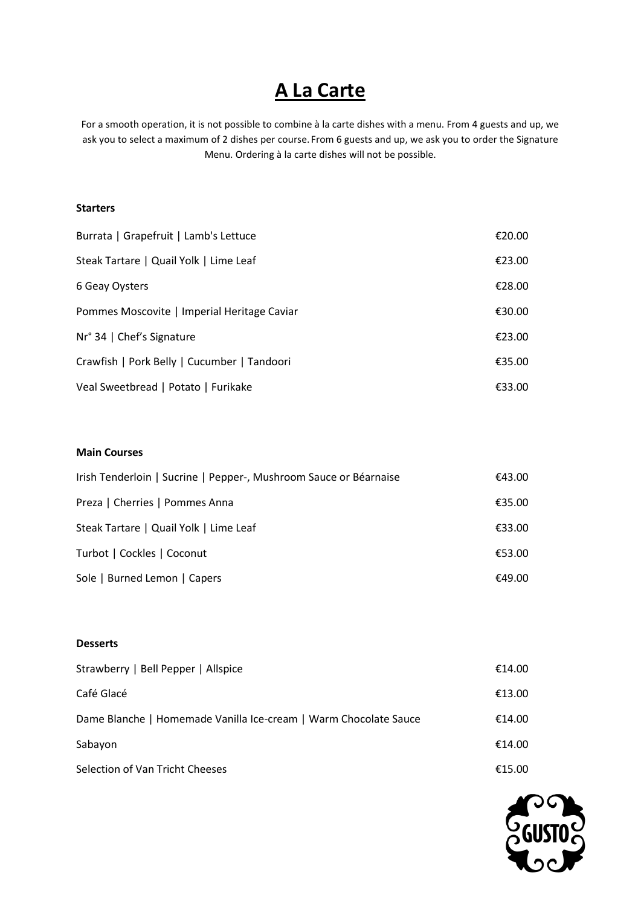# A La Carte

For a smooth operation, it is not possible to combine à la carte dishes with a menu. From 4 guests and up, we ask you to select a maximum of 2 dishes per course. From 6 guests and up, we ask you to order the Signature Menu. Ordering à la carte dishes will not be possible.

**Starters**

| | |
|---|---|
| Burrata \| Grapefruit \| Lamb's Lettuce | €20.00 |
| Steak Tartare \| Quail Yolk \| Lime Leaf | €23.00 |
| 6 Geay Oysters | €28.00 |
| Pommes Moscovite \| Imperial Heritage Caviar | €30.00 |
| Nr° 34 \| Chef's Signature | €23.00 |
| Crawfish \| Pork Belly \| Cucumber \| Tandoori | €35.00 |
| Veal Sweetbread \| Potato \| Furikake | €33.00 |

**Main Courses**

| | |
|---|---|
| Irish Tenderloin \| Sucrine \| Pepper-, Mushroom Sauce or Béarnaise | €43.00 |
| Preza \| Cherries \| Pommes Anna | €35.00 |
| Steak Tartare \| Quail Yolk \| Lime Leaf | €33.00 |
| Turbot \| Cockles \| Coconut | €53.00 |
| Sole \| Burned Lemon \| Capers | €49.00 |

**Desserts**

| | |
|---|---|
| Strawberry \| Bell Pepper \| Allspice | €14.00 |
| Café Glacé | €13.00 |
| Dame Blanche \| Homemade Vanilla Ice-cream \| Warm Chocolate Sauce | €14.00 |
| Sabayon | €14.00 |
| Selection of Van Tricht Cheeses | €15.00 |

GUSTO